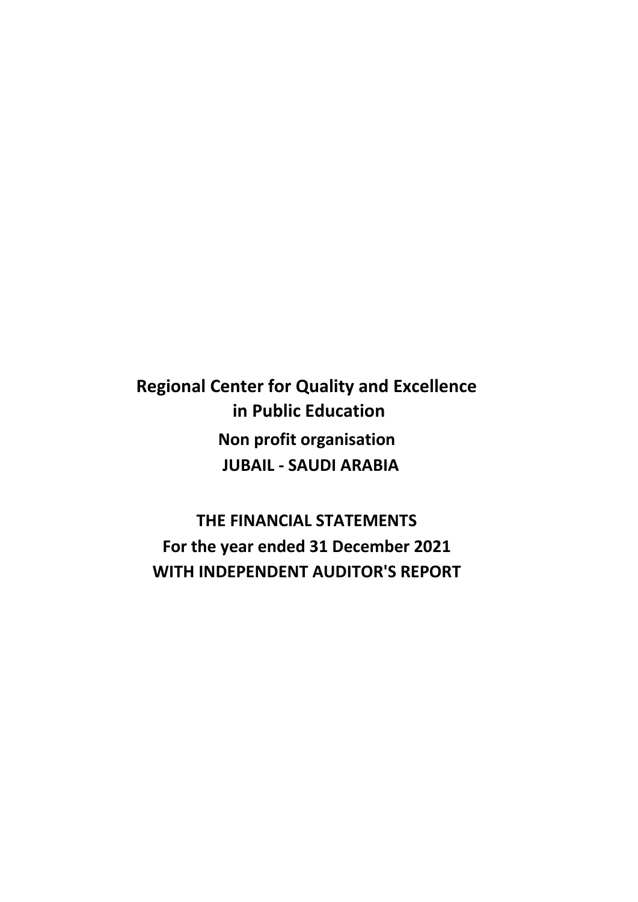# Regional Center for Quality and Excellence in Public Education

## Non profit organisation

## JUBAIL - SAUDI ARABIA

## THE FINANCIAL STATEMENTS

## For the year ended 31 December 2021

## WITH INDEPENDENT AUDITOR'S REPORT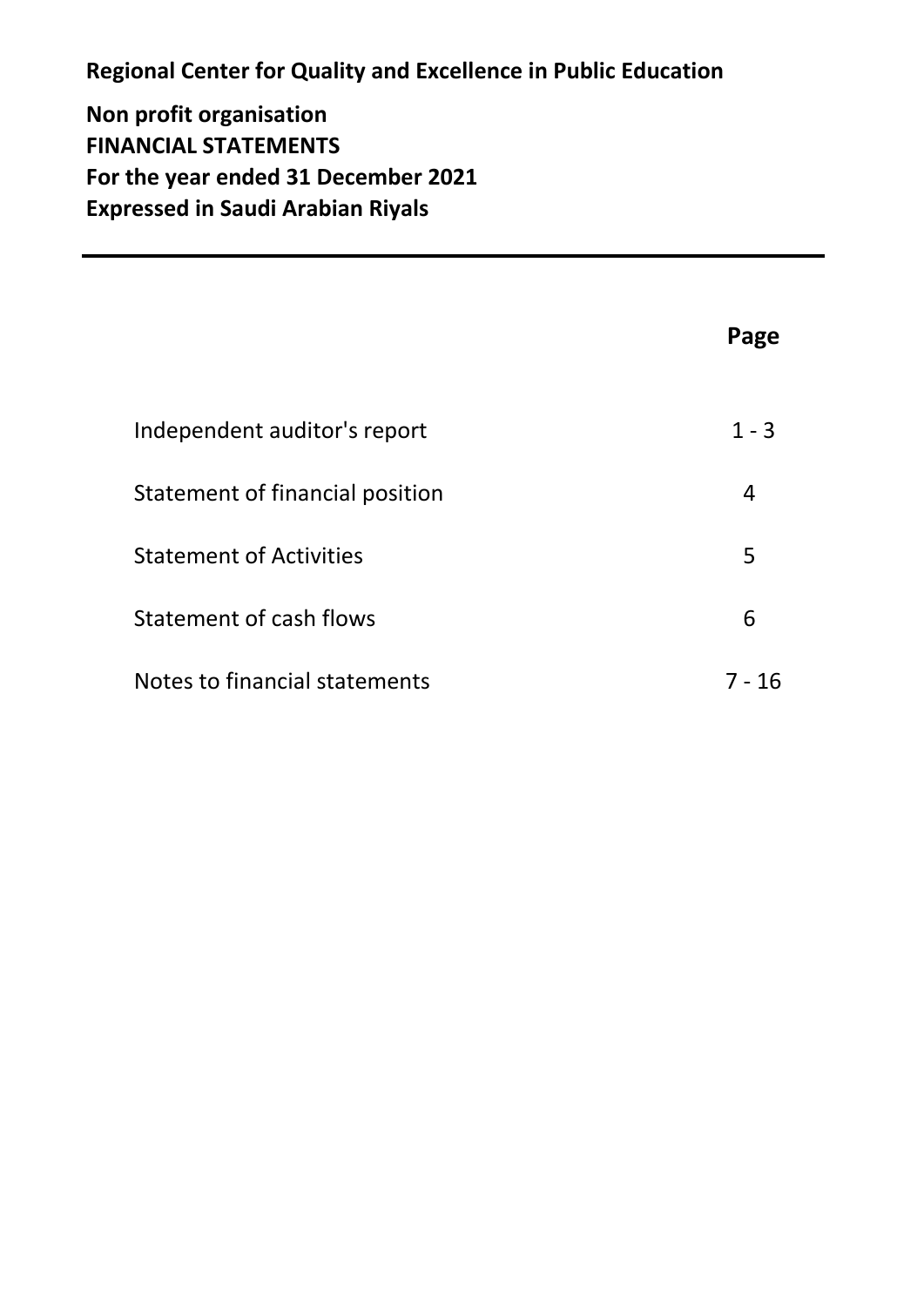**Regional Center for Quality and Excellence in Public Education**

**Non profit organisation**
**FINANCIAL STATEMENTS**
**For the year ended 31 December 2021**
**Expressed in Saudi Arabian Riyals**

---

| | Page |
|---|---|
| Independent auditor's report | 1 - 3 |
| Statement of financial position | 4 |
| Statement of Activities | 5 |
| Statement of cash flows | 6 |
| Notes to financial statements | 7 - 16 |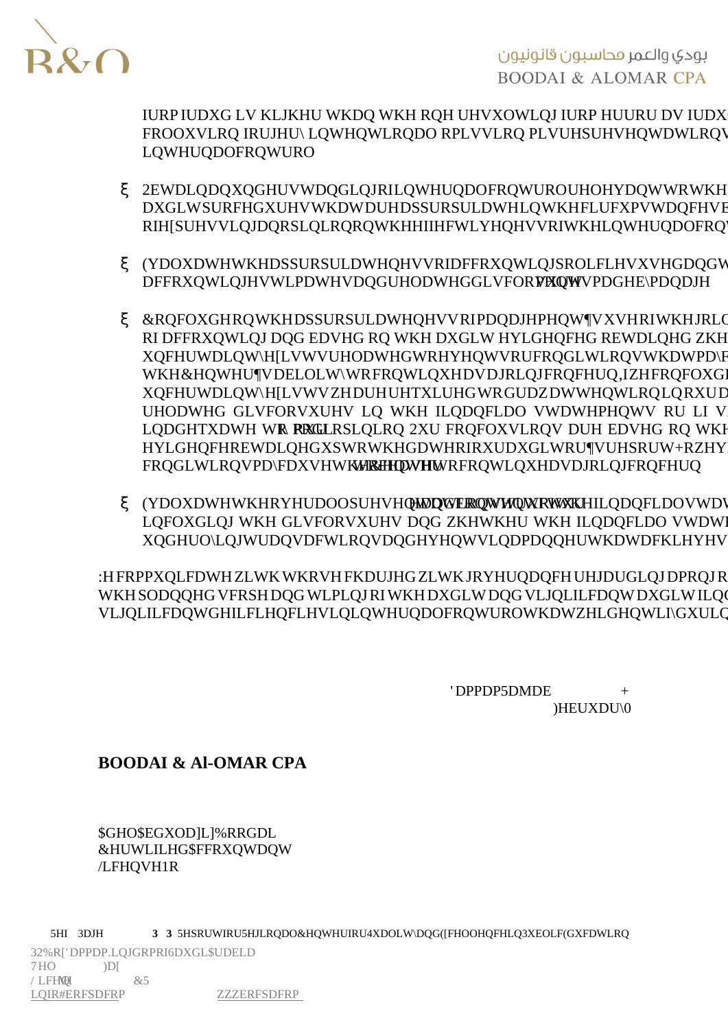IURP IUDXG LV KLJKHU WKDQ WKH RQH UHVXOWLQJ IURP HUURU DV IUDX
FROOXVLRQ IRUJHU\ LQWHQWLRQDO RPLVVLRQ PLVUHSUHVHQWDWLRQV
LQWHUQDOFRQWURO

- 2EWDLQDQXQGHUVWDQGLQJRILQWHUQDOFRQWUROUHOHYDQWWRWKH
  DXGLWSURFHGXUHVWKDWDUHDSSURSULDWHLQWKHFLUFXPVWDQFHV
  RIH[SUHVVLQJDQRSLQLRQRQWKHHIIHFWLYHQHVVRIWKHLQWHUQDOFRQ

- (YDOXDWHWKHDSSURSULDWHQHVVRIDFFRXQWLQJSROLFLHVXVHGDQGW
  DFFRXQWLQJHVWLPDWHVDQGUHODWHGGLVFORVXUHVPDGHE\PDQDJH

- &RQFOXGHRQWKHDSSURSULDWHQHVVRIPDQDJHPHQW¶VXVHRIWKHJRL
  RI DFFRXQWLQJ DQG EDVHG RQ WKH DXGLW HYLGHQFHG REWDLQHG ZKH
  XQFHUWDLQW\H[LVWVUHODWHGWRHYHQWVRUFRQGLWLRQVWKDWPD\F
  WKH&HQWHU¶VDELOLW\WRFRQWLQXHDVDJRLQJFRQFHUQ,IZHFRQFOXG
  XQFHUWDLQW\H[LVWVZHDUHUHTXLUHGWRGUDZDWWHQWLRQLQRXUD
  UHODWHG GLVFORVXUHV LQ WKH ILQDQFLDO VWDWHPHQWV RU LI V
  LQDGHTXDWH WR PRGLI\ RXU RSLQLRQ 2XU FRQFOXVLRQV DUH EDVHG RQ WKH
  HYLGHQFHREWDLQHGXSWRWKHGDWHRIRXUDXGLWRU¶VUHSRUW+RZHY
  FRQGLWLRQVPD\FDXVHWKH&HQWHUWRFHDVHWRFRQWLQXHDVDJRLQJFRQFHUQ

- (YDOXDWHWKHRYHUDOOSUHVHQWDWLRQVWUXFWXUHDQGFRQWHQWRIWKHILQDQFLDOVWDW
  LQFOXGLQJ WKH GLVFORVXUHV DQG ZKHWKHU WKH ILQDQFLDO VWDWHP
  XQGHUO\LQJWUDQVDFWLRQVDQGHYHQWVLQDPDQQHUWKDWDFKLHYHV

:H FRPPXQLFDWH ZLWK WKRVH FKDUJHG ZLWK JRYHUQDQFH UHJDUGLQJ DPRQJ R
WKH SODQQHG VFRSH DQG WLPLQJ RI WKH DXGLW DQG VLJQLILFDQW DXGLW ILQG
VLJQLILFDQWGHILFLHQFLHVLQLQWHUQDOFRQWUROWKDWZHLGHQWLI\GXULQJ

'DPPDP5DMDE +
)HEUXDU\0

**BOODAI & Al-OMAR CPA**

$GHO$EGXOD]L]%RRGDL
&HUWLILHG$FFRXQWDQW
/LFHQVH1R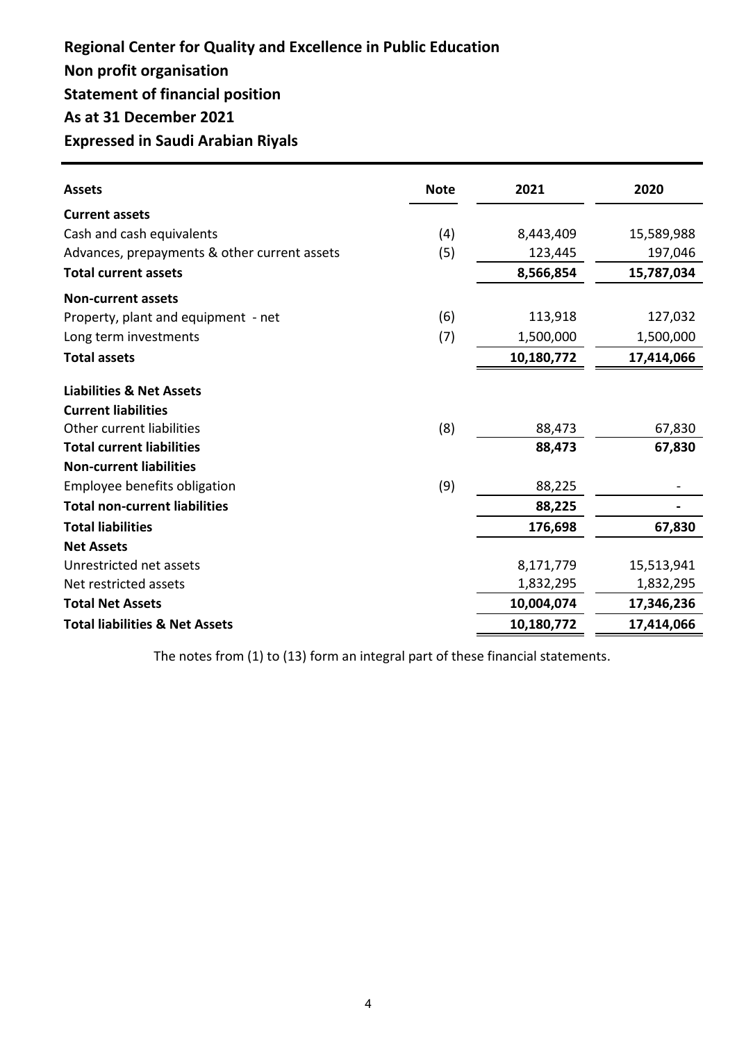# Regional Center for Quality and Excellence in Public Education

## Non profit organisation

## Statement of financial position

## As at 31 December 2021

## Expressed in Saudi Arabian Riyals

| Assets | Note | 2021 | 2020 |
|---|---|---|---|
| **Current assets** | | | |
| Cash and cash equivalents | (4) | 8,443,409 | 15,589,988 |
| Advances, prepayments & other current assets | (5) | 123,445 | 197,046 |
| **Total current assets** | | **8,566,854** | **15,787,034** |
| **Non-current assets** | | | |
| Property, plant and equipment - net | (6) | 113,918 | 127,032 |
| Long term investments | (7) | 1,500,000 | 1,500,000 |
| **Total assets** | | **10,180,772** | **17,414,066** |
| **Liabilities & Net Assets** | | | |
| **Current liabilities** | | | |
| Other current liabilities | (8) | 88,473 | 67,830 |
| **Total current liabilities** | | **88,473** | **67,830** |
| **Non-current liabilities** | | | |
| Employee benefits obligation | (9) | 88,225 | - |
| **Total non-current liabilities** | | **88,225** | **-** |
| **Total liabilities** | | **176,698** | **67,830** |
| **Net Assets** | | | |
| Unrestricted net assets | | 8,171,779 | 15,513,941 |
| Net restricted assets | | 1,832,295 | 1,832,295 |
| **Total Net Assets** | | **10,004,074** | **17,346,236** |
| **Total liabilities & Net Assets** | | **10,180,772** | **17,414,066** |

The notes from (1) to (13) form an integral part of these financial statements.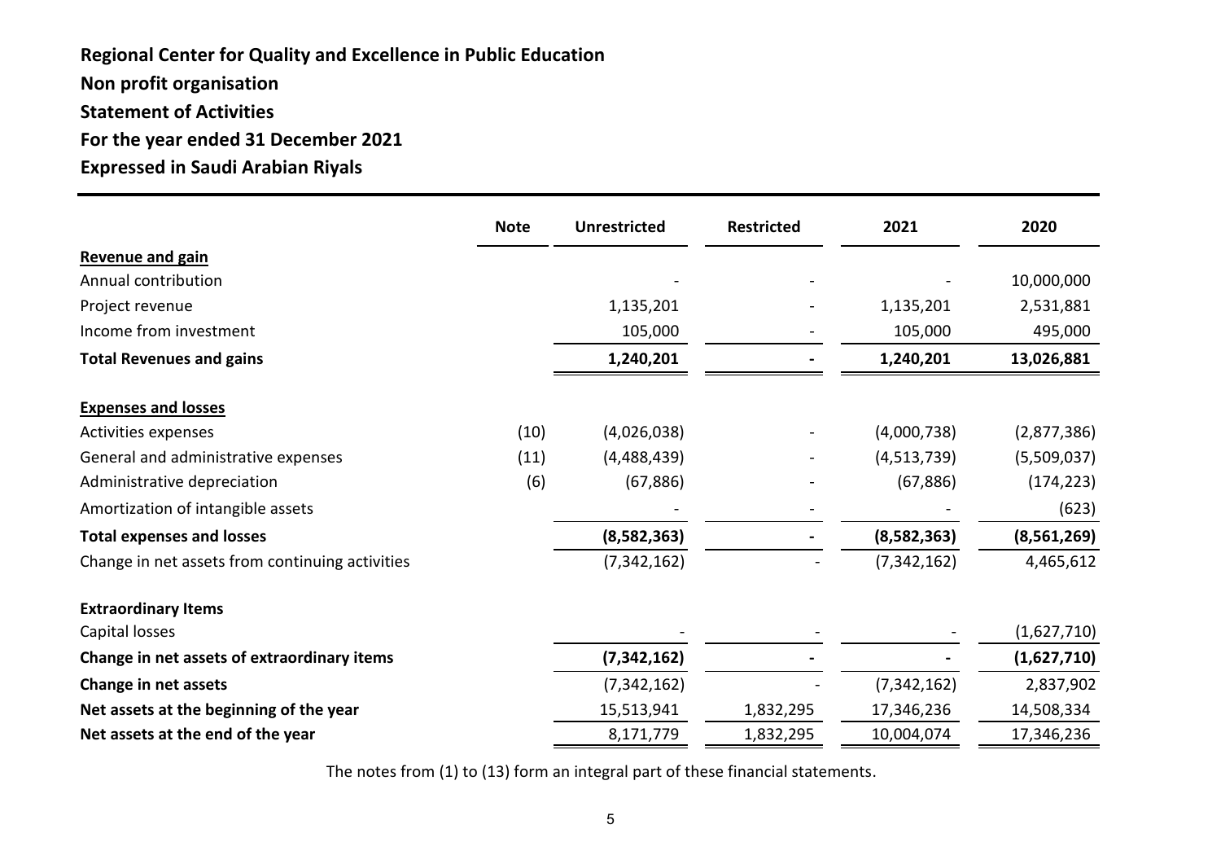**Regional Center for Quality and Excellence in Public Education**

**Non profit organisation**

**Statement of Activities**

**For the year ended 31 December 2021**

**Expressed in Saudi Arabian Riyals**

| | Note | Unrestricted | Restricted | 2021 | 2020 |
|---|---|---|---|---|---|
| **Revenue and gain** | | | | | |
| Annual contribution | | - | - | - | 10,000,000 |
| Project revenue | | 1,135,201 | - | 1,135,201 | 2,531,881 |
| Income from investment | | 105,000 | - | 105,000 | 495,000 |
| **Total Revenues and gains** | | **1,240,201** | **-** | **1,240,201** | **13,026,881** |
| **Expenses and losses** | | | | | |
| Activities expenses | (10) | (4,026,038) | - | (4,000,738) | (2,877,386) |
| General and administrative expenses | (11) | (4,488,439) | - | (4,513,739) | (5,509,037) |
| Administrative depreciation | (6) | (67,886) | - | (67,886) | (174,223) |
| Amortization of intangible assets | | - | - | - | (623) |
| **Total expenses and losses** | | **(8,582,363)** | **-** | **(8,582,363)** | **(8,561,269)** |
| Change in net assets from continuing activities | | (7,342,162) | - | (7,342,162) | 4,465,612 |
| **Extraordinary Items** | | | | | |
| Capital losses | | - | - | - | (1,627,710) |
| **Change in net assets of extraordinary items** | | **(7,342,162)** | **-** | **-** | **(1,627,710)** |
| **Change in net assets** | | (7,342,162) | - | (7,342,162) | 2,837,902 |
| **Net assets at the beginning of the year** | | 15,513,941 | 1,832,295 | 17,346,236 | 14,508,334 |
| **Net assets at the end of the year** | | 8,171,779 | 1,832,295 | 10,004,074 | 17,346,236 |

The notes from (1) to (13) form an integral part of these financial statements.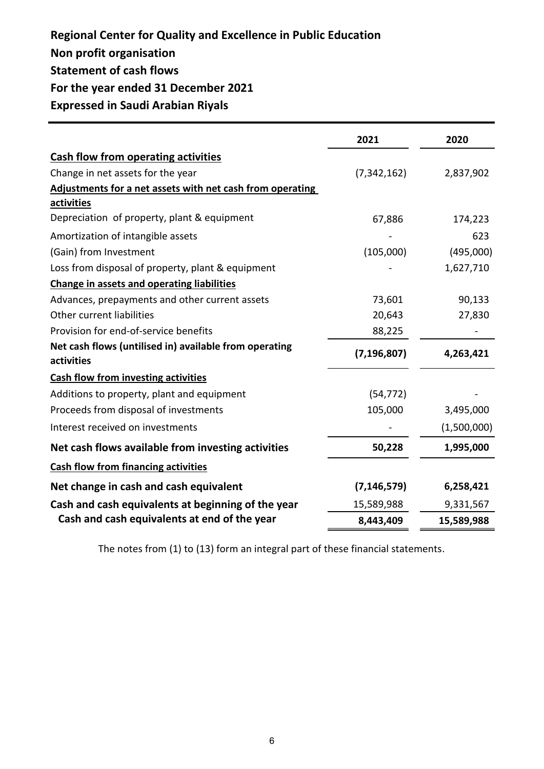# Regional Center for Quality and Excellence in Public Education

## Non profit organisation

## Statement of cash flows

## For the year ended 31 December 2021

## Expressed in Saudi Arabian Riyals

| | 2021 | 2020 |
|---|---|---|
| **Cash flow from operating activities** | | |
| Change in net assets for the year | (7,342,162) | 2,837,902 |
| **Adjustments for a net assets with net cash from operating activities** | | |
| Depreciation of property, plant & equipment | 67,886 | 174,223 |
| Amortization of intangible assets | - | 623 |
| (Gain) from Investment | (105,000) | (495,000) |
| Loss from disposal of property, plant & equipment | - | 1,627,710 |
| **Change in assets and operating liabilities** | | |
| Advances, prepayments and other current assets | 73,601 | 90,133 |
| Other current liabilities | 20,643 | 27,830 |
| Provision for end-of-service benefits | 88,225 | - |
| **Net cash flows (untilised in) available from operating activities** | **(7,196,807)** | **4,263,421** |
| **Cash flow from investing activities** | | |
| Additions to property, plant and equipment | (54,772) | - |
| Proceeds from disposal of investments | 105,000 | 3,495,000 |
| Interest received on investments | - | (1,500,000) |
| **Net cash flows available from investing activities** | **50,228** | **1,995,000** |
| **Cash flow from financing activities** | | |
| **Net change in cash and cash equivalent** | **(7,146,579)** | **6,258,421** |
| **Cash and cash equivalents at beginning of the year** | 15,589,988 | 9,331,567 |
| **Cash and cash equivalents at end of the year** | **8,443,409** | **15,589,988** |

The notes from (1) to (13) form an integral part of these financial statements.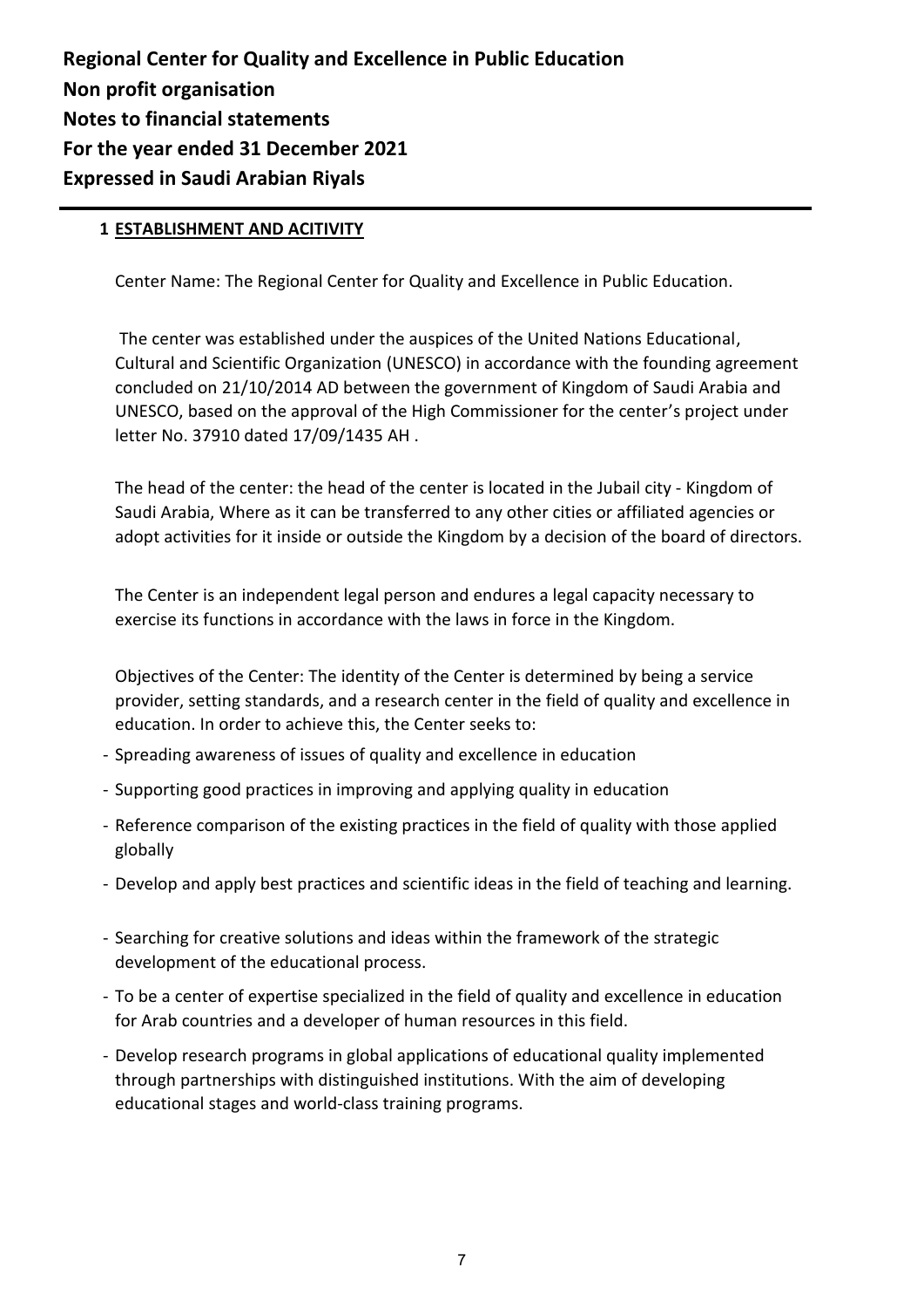**Regional Center for Quality and Excellence in Public Education**
**Non profit organisation**
**Notes to financial statements**
**For the year ended 31 December 2021**
**Expressed in Saudi Arabian Riyals**

## 1 ESTABLISHMENT AND ACITIVITY

Center Name: The Regional Center for Quality and Excellence in Public Education.

The center was established under the auspices of the United Nations Educational, Cultural and Scientific Organization (UNESCO) in accordance with the founding agreement concluded on 21/10/2014 AD between the government of Kingdom of Saudi Arabia and UNESCO, based on the approval of the High Commissioner for the center's project under letter No. 37910 dated 17/09/1435 AH .

The head of the center: the head of the center is located in the Jubail city - Kingdom of Saudi Arabia, Where as it can be transferred to any other cities or affiliated agencies or adopt activities for it inside or outside the Kingdom by a decision of the board of directors.

The Center is an independent legal person and endures a legal capacity necessary to exercise its functions in accordance with the laws in force in the Kingdom.

Objectives of the Center: The identity of the Center is determined by being a service provider, setting standards, and a research center in the field of quality and excellence in education. In order to achieve this, the Center seeks to:

- Spreading awareness of issues of quality and excellence in education
- Supporting good practices in improving and applying quality in education
- Reference comparison of the existing practices in the field of quality with those applied globally
- Develop and apply best practices and scientific ideas in the field of teaching and learning.
- Searching for creative solutions and ideas within the framework of the strategic development of the educational process.
- To be a center of expertise specialized in the field of quality and excellence in education for Arab countries and a developer of human resources in this field.
- Develop research programs in global applications of educational quality implemented through partnerships with distinguished institutions. With the aim of developing educational stages and world-class training programs.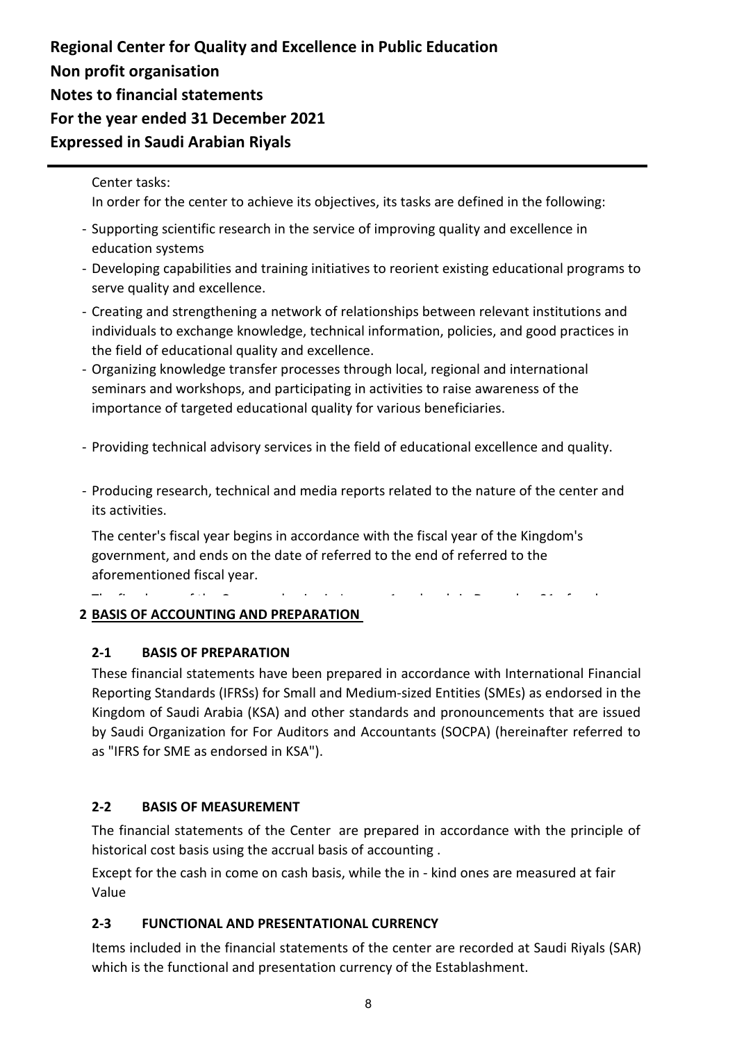Center tasks:

In order for the center to achieve its objectives, its tasks are defined in the following:

- Supporting scientific research in the service of improving quality and excellence in education systems
- Developing capabilities and training initiatives to reorient existing educational programs to serve quality and excellence.
- Creating and strengthening a network of relationships between relevant institutions and individuals to exchange knowledge, technical information, policies, and good practices in the field of educational quality and excellence.
- Organizing knowledge transfer processes through local, regional and international seminars and workshops, and participating in activities to raise awareness of the importance of targeted educational quality for various beneficiaries.
- Providing technical advisory services in the field of educational excellence and quality.
- Producing research, technical and media reports related to the nature of the center and its activities.

The center's fiscal year begins in accordance with the fiscal year of the Kingdom's government, and ends on the date of referred to the end of referred to the aforementioned fiscal year.

## 2 BASIS OF ACCOUNTING AND PREPARATION

### 2-1 BASIS OF PREPARATION

These financial statements have been prepared in accordance with International Financial Reporting Standards (IFRSs) for Small and Medium-sized Entities (SMEs) as endorsed in the Kingdom of Saudi Arabia (KSA) and other standards and pronouncements that are issued by Saudi Organization for For Auditors and Accountants (SOCPA) (hereinafter referred to as "IFRS for SME as endorsed in KSA").

### 2-2 BASIS OF MEASUREMENT

The financial statements of the Center are prepared in accordance with the principle of historical cost basis using the accrual basis of accounting .

Except for the cash in come on cash basis, while the in - kind ones are measured at fair Value

### 2-3 FUNCTIONAL AND PRESENTATIONAL CURRENCY

Items included in the financial statements of the center are recorded at Saudi Riyals (SAR) which is the functional and presentation currency of the Establishment.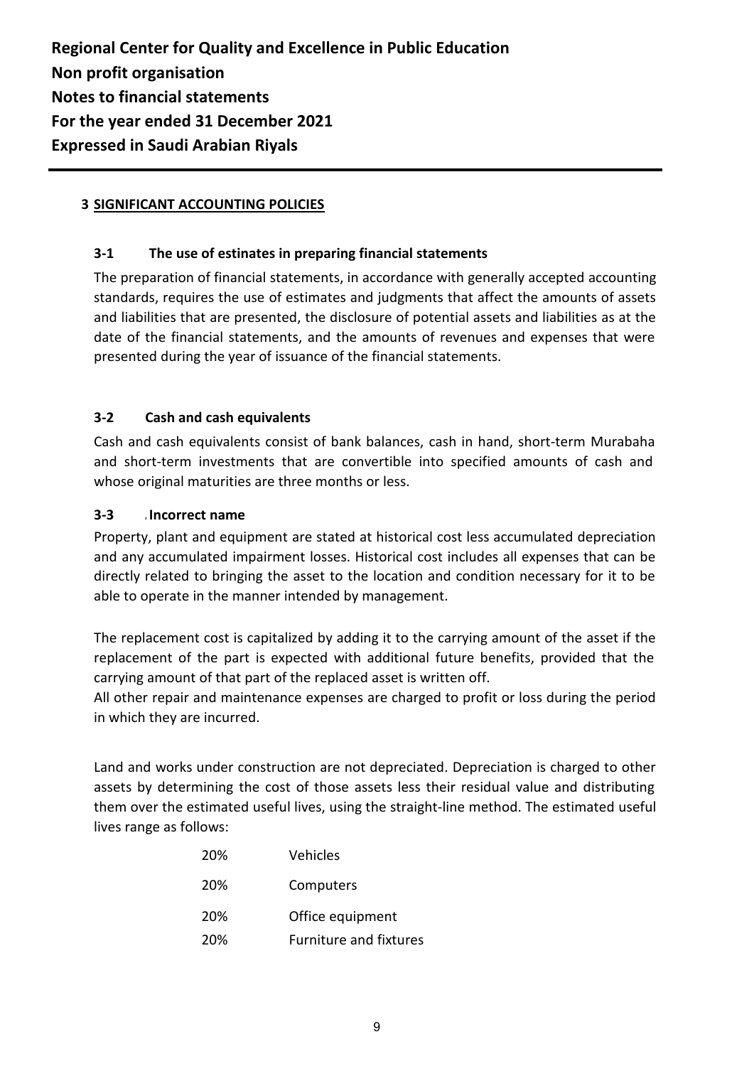**Regional Center for Quality and Excellence in Public Education**
**Non profit organisation**
**Notes to financial statements**
**For the year ended 31 December 2021**
**Expressed in Saudi Arabian Riyals**

## 3 SIGNIFICANT ACCOUNTING POLICIES

### 3-1 The use of estinates in preparing financial statements

The preparation of financial statements, in accordance with generally accepted accounting standards, requires the use of estimates and judgments that affect the amounts of assets and liabilities that are presented, the disclosure of potential assets and liabilities as at the date of the financial statements, and the amounts of revenues and expenses that were presented during the year of issuance of the financial statements.

### 3-2 Cash and cash equivalents

Cash and cash equivalents consist of bank balances, cash in hand, short-term Murabaha and short-term investments that are convertible into specified amounts of cash and whose original maturities are three months or less.

### 3-3 Incorrect name

Property, plant and equipment are stated at historical cost less accumulated depreciation and any accumulated impairment losses. Historical cost includes all expenses that can be directly related to bringing the asset to the location and condition necessary for it to be able to operate in the manner intended by management.

The replacement cost is capitalized by adding it to the carrying amount of the asset if the replacement of the part is expected with additional future benefits, provided that the carrying amount of that part of the replaced asset is written off.
All other repair and maintenance expenses are charged to profit or loss during the period in which they are incurred.

Land and works under construction are not depreciated. Depreciation is charged to other assets by determining the cost of those assets less their residual value and distributing them over the estimated useful lives, using the straight-line method. The estimated useful lives range as follows:

| | |
|---|---|
| 20% | Vehicles |
| 20% | Computers |
| 20% | Office equipment |
| 20% | Furniture and fixtures |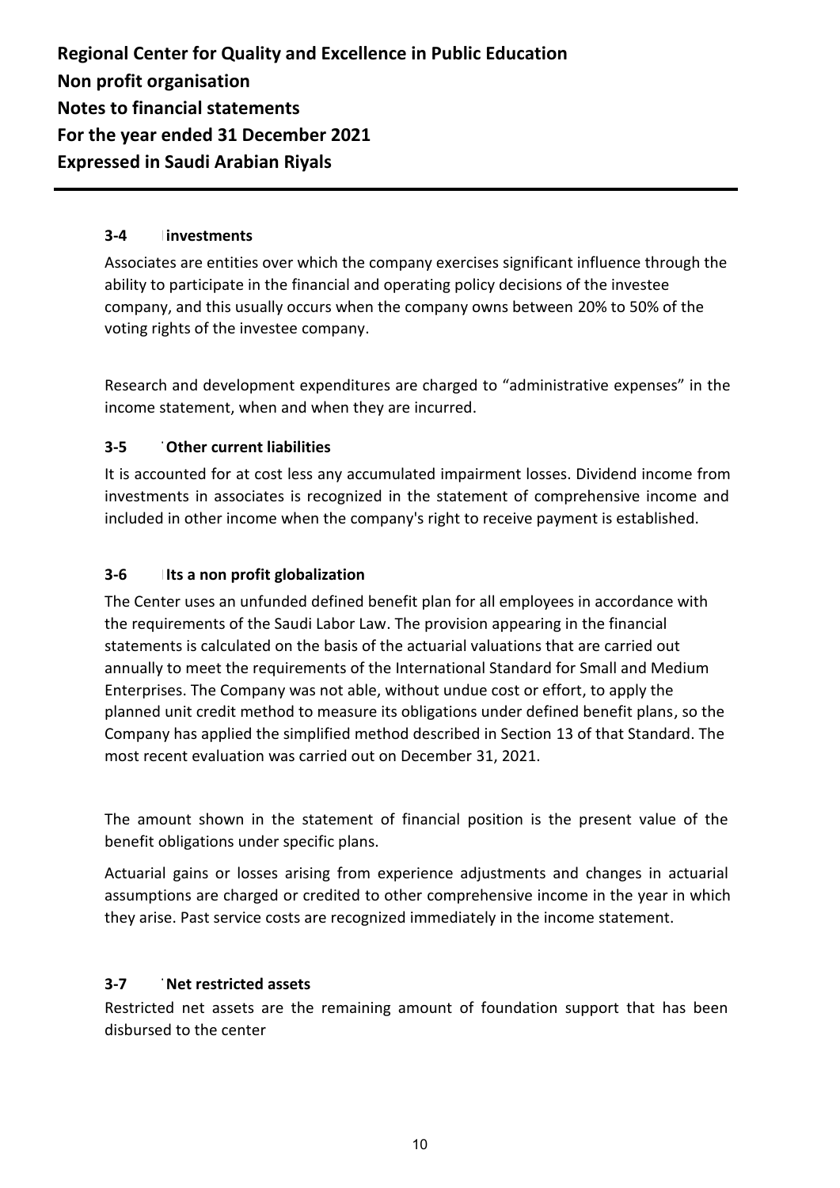### 3-4 investments

Associates are entities over which the company exercises significant influence through the ability to participate in the financial and operating policy decisions of the investee company, and this usually occurs when the company owns between 20% to 50% of the voting rights of the investee company.

Research and development expenditures are charged to "administrative expenses" in the income statement, when and when they are incurred.

### 3-5 Other current liabilities

It is accounted for at cost less any accumulated impairment losses. Dividend income from investments in associates is recognized in the statement of comprehensive income and included in other income when the company's right to receive payment is established.

### 3-6 Its a non profit globalization

The Center uses an unfunded defined benefit plan for all employees in accordance with the requirements of the Saudi Labor Law. The provision appearing in the financial statements is calculated on the basis of the actuarial valuations that are carried out annually to meet the requirements of the International Standard for Small and Medium Enterprises. The Company was not able, without undue cost or effort, to apply the planned unit credit method to measure its obligations under defined benefit plans, so the Company has applied the simplified method described in Section 13 of that Standard. The most recent evaluation was carried out on December 31, 2021.

The amount shown in the statement of financial position is the present value of the benefit obligations under specific plans.

Actuarial gains or losses arising from experience adjustments and changes in actuarial assumptions are charged or credited to other comprehensive income in the year in which they arise. Past service costs are recognized immediately in the income statement.

### 3-7 Net restricted assets

Restricted net assets are the remaining amount of foundation support that has been disbursed to the center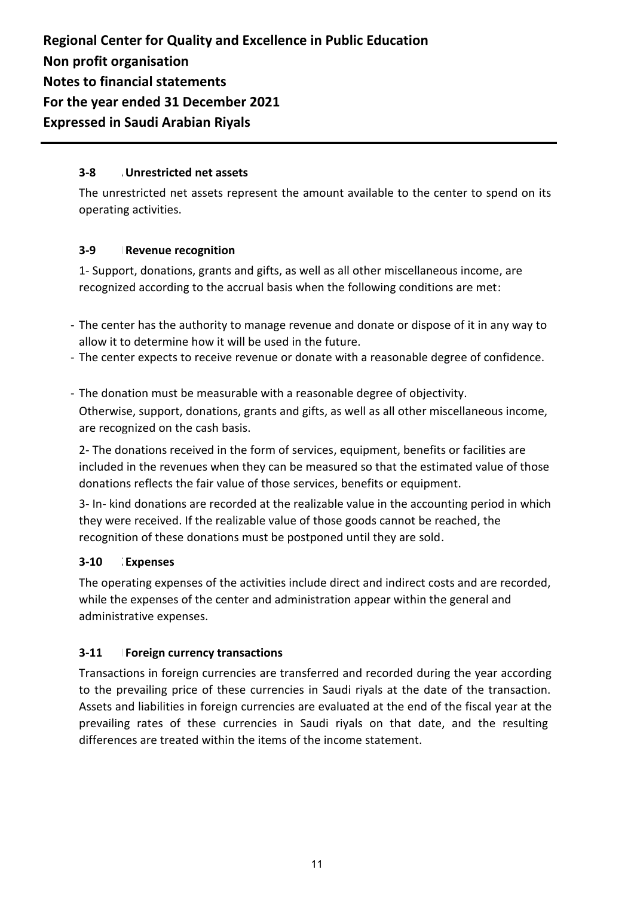#### 3-8 Unrestricted net assets

The unrestricted net assets represent the amount available to the center to spend on its operating activities.

#### 3-9 Revenue recognition

1- Support, donations, grants and gifts, as well as all other miscellaneous income, are recognized according to the accrual basis when the following conditions are met:

- The center has the authority to manage revenue and donate or dispose of it in any way to allow it to determine how it will be used in the future.
- The center expects to receive revenue or donate with a reasonable degree of confidence.
- The donation must be measurable with a reasonable degree of objectivity.

Otherwise, support, donations, grants and gifts, as well as all other miscellaneous income, are recognized on the cash basis.

2- The donations received in the form of services, equipment, benefits or facilities are included in the revenues when they can be measured so that the estimated value of those donations reflects the fair value of those services, benefits or equipment.

3- In- kind donations are recorded at the realizable value in the accounting period in which they were received. If the realizable value of those goods cannot be reached, the recognition of these donations must be postponed until they are sold.

#### 3-10 Expenses

The operating expenses of the activities include direct and indirect costs and are recorded, while the expenses of the center and administration appear within the general and administrative expenses.

#### 3-11 Foreign currency transactions

Transactions in foreign currencies are transferred and recorded during the year according to the prevailing price of these currencies in Saudi riyals at the date of the transaction. Assets and liabilities in foreign currencies are evaluated at the end of the fiscal year at the prevailing rates of these currencies in Saudi riyals on that date, and the resulting differences are treated within the items of the income statement.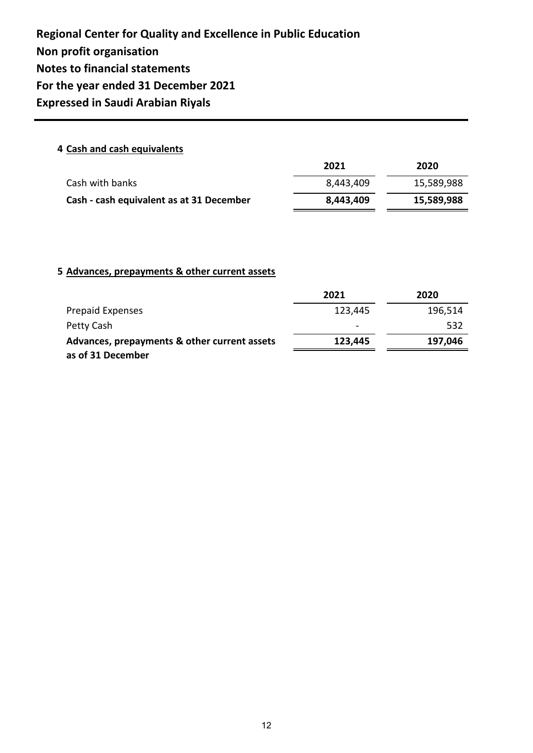**Regional Center for Quality and Excellence in Public Education**
**Non profit organisation**
**Notes to financial statements**
**For the year ended 31 December 2021**
**Expressed in Saudi Arabian Riyals**

## 4 Cash and cash equivalents

| | 2021 | 2020 |
|---|---|---|
| Cash with banks | 8,443,409 | 15,589,988 |
| **Cash - cash equivalent as at 31 December** | **8,443,409** | **15,589,988** |

## 5 Advances, prepayments & other current assets

| | 2021 | 2020 |
|---|---|---|
| Prepaid Expenses | 123,445 | 196,514 |
| Petty Cash | - | 532 |
| **Advances, prepayments & other current assets as of 31 December** | **123,445** | **197,046** |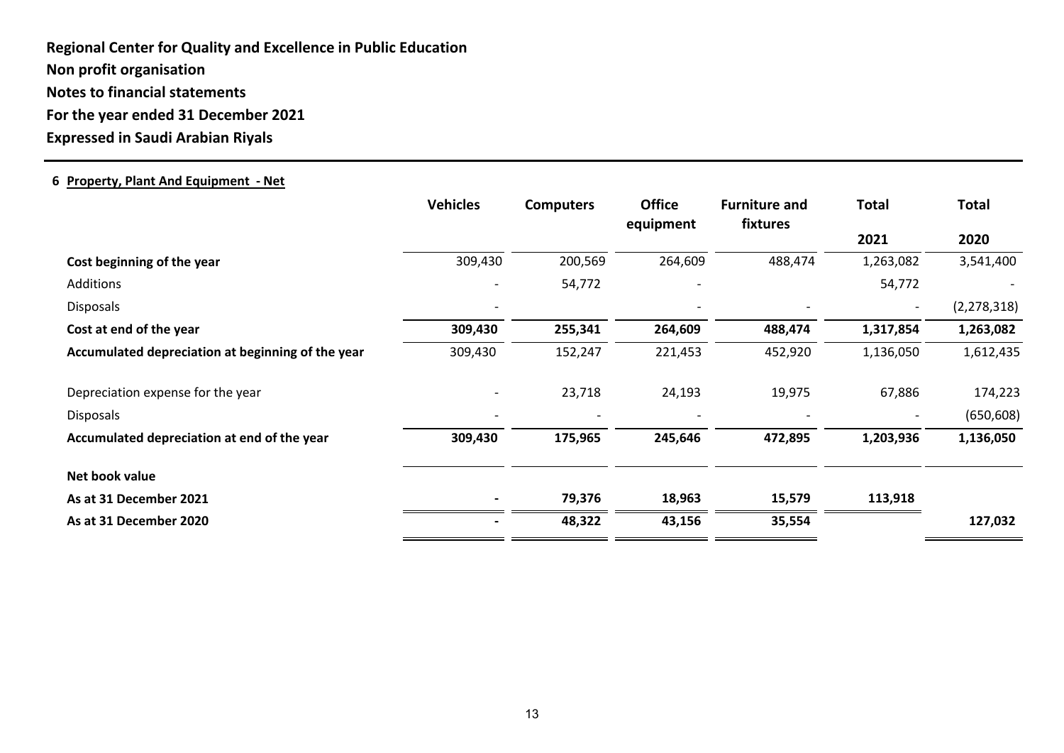**Regional Center for Quality and Excellence in Public Education**
**Non profit organisation**
**Notes to financial statements**
**For the year ended 31 December 2021**
**Expressed in Saudi Arabian Riyals**

**6 Property, Plant And Equipment - Net**

| | Vehicles | Computers | Office equipment | Furniture and fixtures | Total 2021 | Total 2020 |
|---|---|---|---|---|---|---|
| **Cost beginning of the year** | 309,430 | 200,569 | 264,609 | 488,474 | 1,263,082 | 3,541,400 |
| Additions | - | 54,772 | - | | 54,772 | - |
| Disposals | - | | - | - | - | (2,278,318) |
| **Cost at end of the year** | **309,430** | **255,341** | **264,609** | **488,474** | **1,317,854** | **1,263,082** |
| **Accumulated depreciation at beginning of the year** | 309,430 | 152,247 | 221,453 | 452,920 | 1,136,050 | 1,612,435 |
| Depreciation expense for the year | - | 23,718 | 24,193 | 19,975 | 67,886 | 174,223 |
| Disposals | - | - | - | - | - | (650,608) |
| **Accumulated depreciation at end of the year** | **309,430** | **175,965** | **245,646** | **472,895** | **1,203,936** | **1,136,050** |
| **Net book value** | | | | | | |
| **As at 31 December 2021** | **-** | **79,376** | **18,963** | **15,579** | **113,918** | |
| **As at 31 December 2020** | **-** | **48,322** | **43,156** | **35,554** | | **127,032** |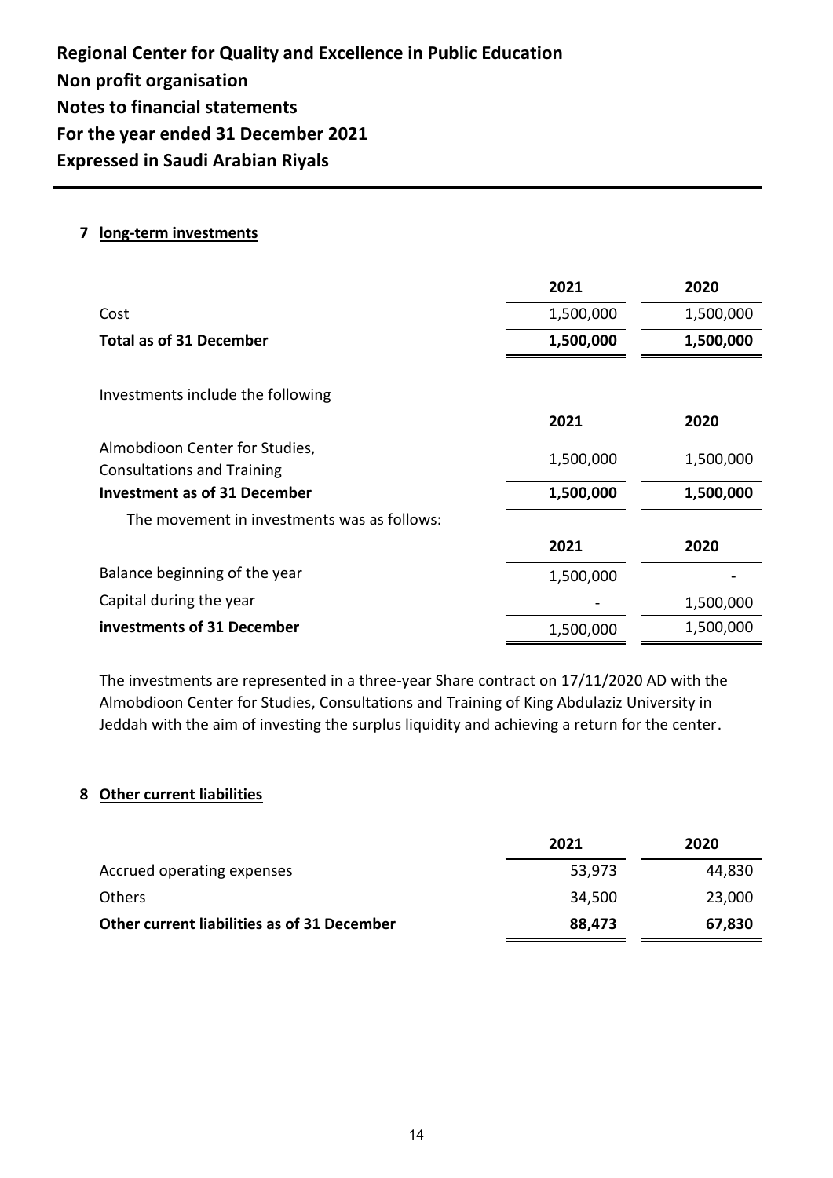**Regional Center for Quality and Excellence in Public Education**
**Non profit organisation**
**Notes to financial statements**
**For the year ended 31 December 2021**
**Expressed in Saudi Arabian Riyals**

## 7 long-term investments

| | 2021 | 2020 |
|---|---|---|
| Cost | 1,500,000 | 1,500,000 |
| **Total as of 31 December** | **1,500,000** | **1,500,000** |

Investments include the following

| | 2021 | 2020 |
|---|---|---|
| Almobdioon Center for Studies, Consultations and Training | 1,500,000 | 1,500,000 |
| **Investment as of 31 December** | **1,500,000** | **1,500,000** |

The movement in investments was as follows:

| | 2021 | 2020 |
|---|---|---|
| Balance beginning of the year | 1,500,000 | - |
| Capital during the year | - | 1,500,000 |
| **investments of 31 December** | 1,500,000 | 1,500,000 |

The investments are represented in a three-year Share contract on 17/11/2020 AD with the Almobdioon Center for Studies, Consultations and Training of King Abdulaziz University in Jeddah with the aim of investing the surplus liquidity and achieving a return for the center.

## 8 Other current liabilities

| | 2021 | 2020 |
|---|---|---|
| Accrued operating expenses | 53,973 | 44,830 |
| Others | 34,500 | 23,000 |
| **Other current liabilities as of 31 December** | **88,473** | **67,830** |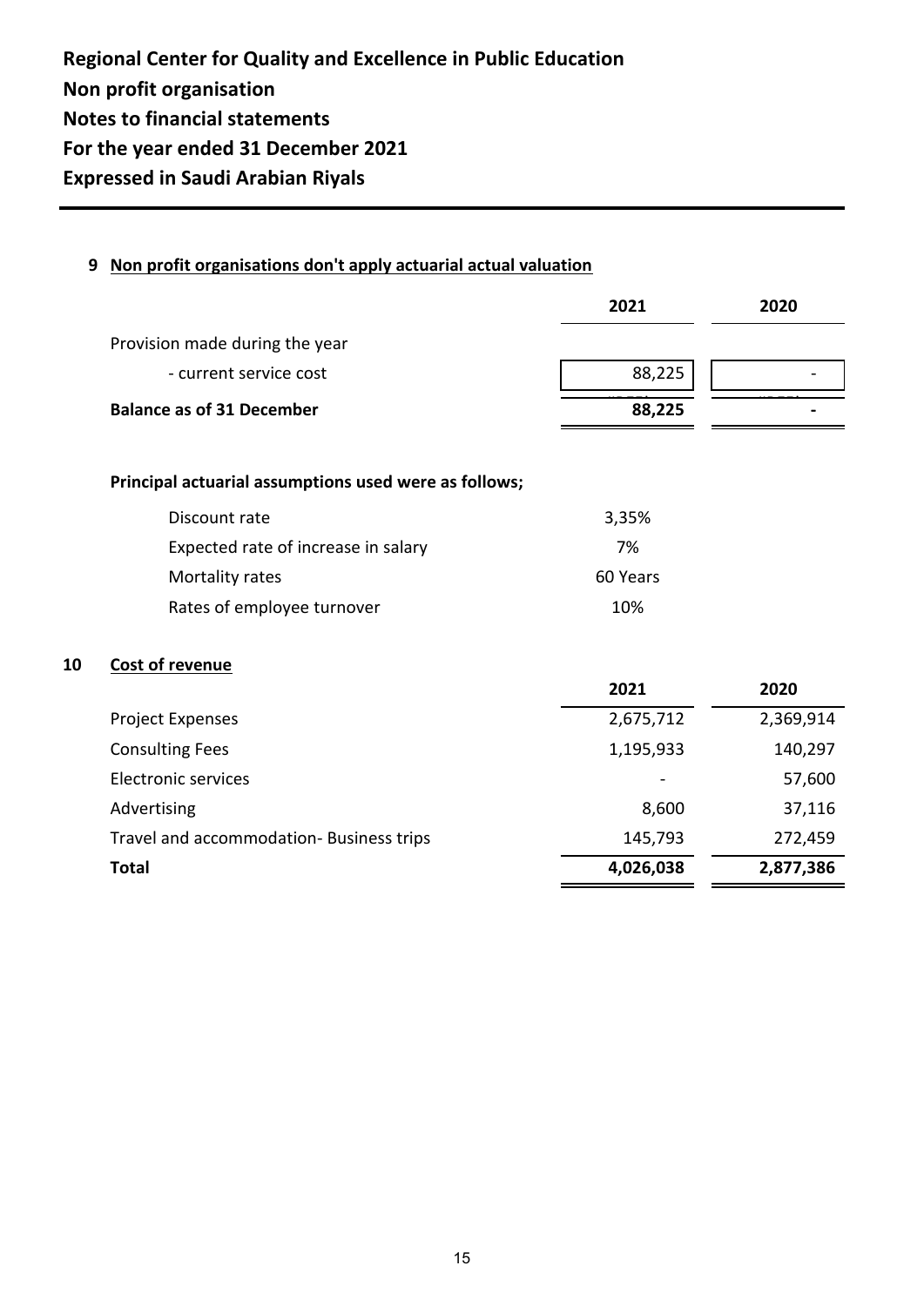**Regional Center for Quality and Excellence in Public Education**
**Non profit organisation**
**Notes to financial statements**
**For the year ended 31 December 2021**
**Expressed in Saudi Arabian Riyals**

## 9 Non profit organisations don't apply actuarial actual valuation

| | 2021 | 2020 |
|---|---|---|
| Provision made during the year | | |
| - current service cost | 88,225 | - |
| **Balance as of 31 December** | **88,225** | **-** |

**Principal actuarial assumptions used were as follows;**

| | |
|---|---|
| Discount rate | 3,35% |
| Expected rate of increase in salary | 7% |
| Mortality rates | 60 Years |
| Rates of employee turnover | 10% |

## 10 Cost of revenue

| | 2021 | 2020 |
|---|---|---|
| Project Expenses | 2,675,712 | 2,369,914 |
| Consulting Fees | 1,195,933 | 140,297 |
| Electronic services | - | 57,600 |
| Advertising | 8,600 | 37,116 |
| Travel and accommodation- Business trips | 145,793 | 272,459 |
| **Total** | **4,026,038** | **2,877,386** |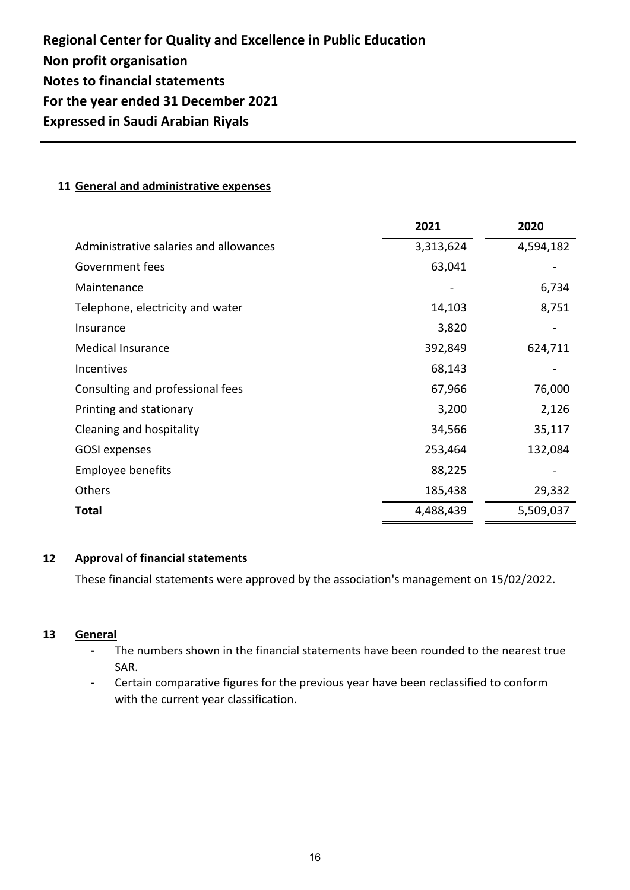**Regional Center for Quality and Excellence in Public Education**
**Non profit organisation**
**Notes to financial statements**
**For the year ended 31 December 2021**
**Expressed in Saudi Arabian Riyals**

## 11 General and administrative expenses

| | 2021 | 2020 |
|---|---|---|
| Administrative salaries and allowances | 3,313,624 | 4,594,182 |
| Government fees | 63,041 | - |
| Maintenance | - | 6,734 |
| Telephone, electricity and water | 14,103 | 8,751 |
| Insurance | 3,820 | - |
| Medical Insurance | 392,849 | 624,711 |
| Incentives | 68,143 | - |
| Consulting and professional fees | 67,966 | 76,000 |
| Printing and stationary | 3,200 | 2,126 |
| Cleaning and hospitality | 34,566 | 35,117 |
| GOSI expenses | 253,464 | 132,084 |
| Employee benefits | 88,225 | - |
| Others | 185,438 | 29,332 |
| **Total** | 4,488,439 | 5,509,037 |

## 12 Approval of financial statements

These financial statements were approved by the association's management on 15/02/2022.

## 13 General

- The numbers shown in the financial statements have been rounded to the nearest true SAR.
- Certain comparative figures for the previous year have been reclassified to conform with the current year classification.